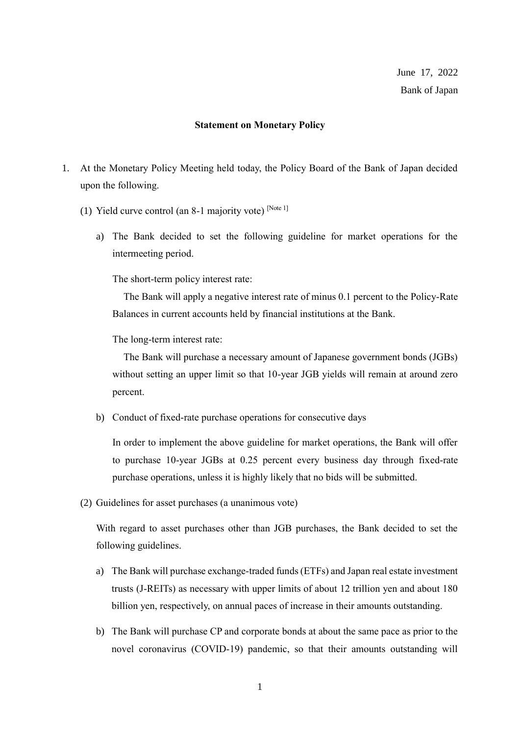June 17, 2022

Bank of Japan

**Statement on Monetary Policy**

1. At the Monetary Policy Meeting held today, the Policy Board of the Bank of Japan decided upon the following.

   (1) Yield curve control (an 8-1 majority vote) [Note 1]

   a) The Bank decided to set the following guideline for market operations for the intermeeting period.

   The short-term policy interest rate:

   The Bank will apply a negative interest rate of minus 0.1 percent to the Policy-Rate Balances in current accounts held by financial institutions at the Bank.

   The long-term interest rate:

   The Bank will purchase a necessary amount of Japanese government bonds (JGBs) without setting an upper limit so that 10-year JGB yields will remain at around zero percent.

   b) Conduct of fixed-rate purchase operations for consecutive days

   In order to implement the above guideline for market operations, the Bank will offer to purchase 10-year JGBs at 0.25 percent every business day through fixed-rate purchase operations, unless it is highly likely that no bids will be submitted.

   (2) Guidelines for asset purchases (a unanimous vote)

   With regard to asset purchases other than JGB purchases, the Bank decided to set the following guidelines.

   a) The Bank will purchase exchange-traded funds (ETFs) and Japan real estate investment trusts (J-REITs) as necessary with upper limits of about 12 trillion yen and about 180 billion yen, respectively, on annual paces of increase in their amounts outstanding.

   b) The Bank will purchase CP and corporate bonds at about the same pace as prior to the novel coronavirus (COVID-19) pandemic, so that their amounts outstanding will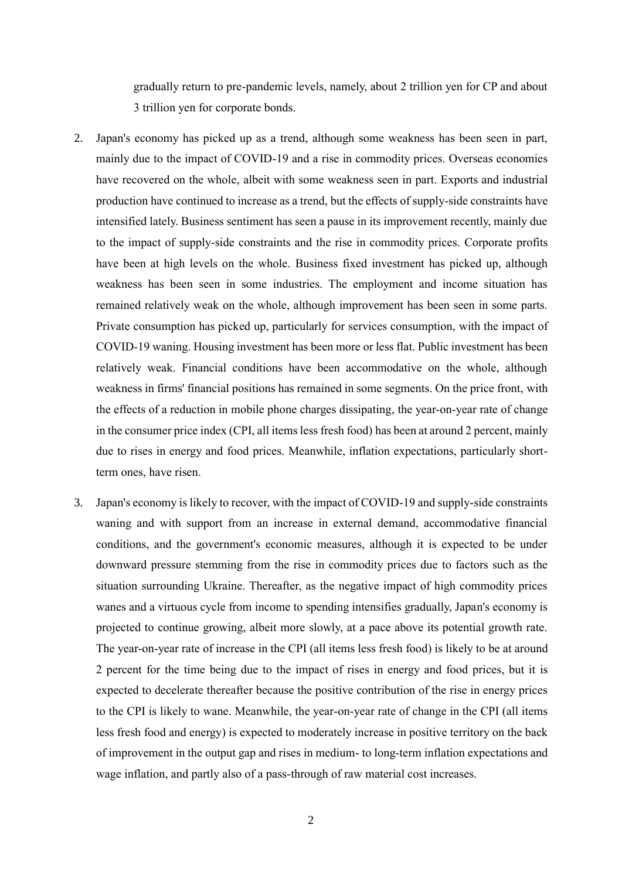gradually return to pre-pandemic levels, namely, about 2 trillion yen for CP and about 3 trillion yen for corporate bonds.

2. Japan's economy has picked up as a trend, although some weakness has been seen in part, mainly due to the impact of COVID-19 and a rise in commodity prices. Overseas economies have recovered on the whole, albeit with some weakness seen in part. Exports and industrial production have continued to increase as a trend, but the effects of supply-side constraints have intensified lately. Business sentiment has seen a pause in its improvement recently, mainly due to the impact of supply-side constraints and the rise in commodity prices. Corporate profits have been at high levels on the whole. Business fixed investment has picked up, although weakness has been seen in some industries. The employment and income situation has remained relatively weak on the whole, although improvement has been seen in some parts. Private consumption has picked up, particularly for services consumption, with the impact of COVID-19 waning. Housing investment has been more or less flat. Public investment has been relatively weak. Financial conditions have been accommodative on the whole, although weakness in firms' financial positions has remained in some segments. On the price front, with the effects of a reduction in mobile phone charges dissipating, the year-on-year rate of change in the consumer price index (CPI, all items less fresh food) has been at around 2 percent, mainly due to rises in energy and food prices. Meanwhile, inflation expectations, particularly short-term ones, have risen.

3. Japan's economy is likely to recover, with the impact of COVID-19 and supply-side constraints waning and with support from an increase in external demand, accommodative financial conditions, and the government's economic measures, although it is expected to be under downward pressure stemming from the rise in commodity prices due to factors such as the situation surrounding Ukraine. Thereafter, as the negative impact of high commodity prices wanes and a virtuous cycle from income to spending intensifies gradually, Japan's economy is projected to continue growing, albeit more slowly, at a pace above its potential growth rate. The year-on-year rate of increase in the CPI (all items less fresh food) is likely to be at around 2 percent for the time being due to the impact of rises in energy and food prices, but it is expected to decelerate thereafter because the positive contribution of the rise in energy prices to the CPI is likely to wane. Meanwhile, the year-on-year rate of change in the CPI (all items less fresh food and energy) is expected to moderately increase in positive territory on the back of improvement in the output gap and rises in medium- to long-term inflation expectations and wage inflation, and partly also of a pass-through of raw material cost increases.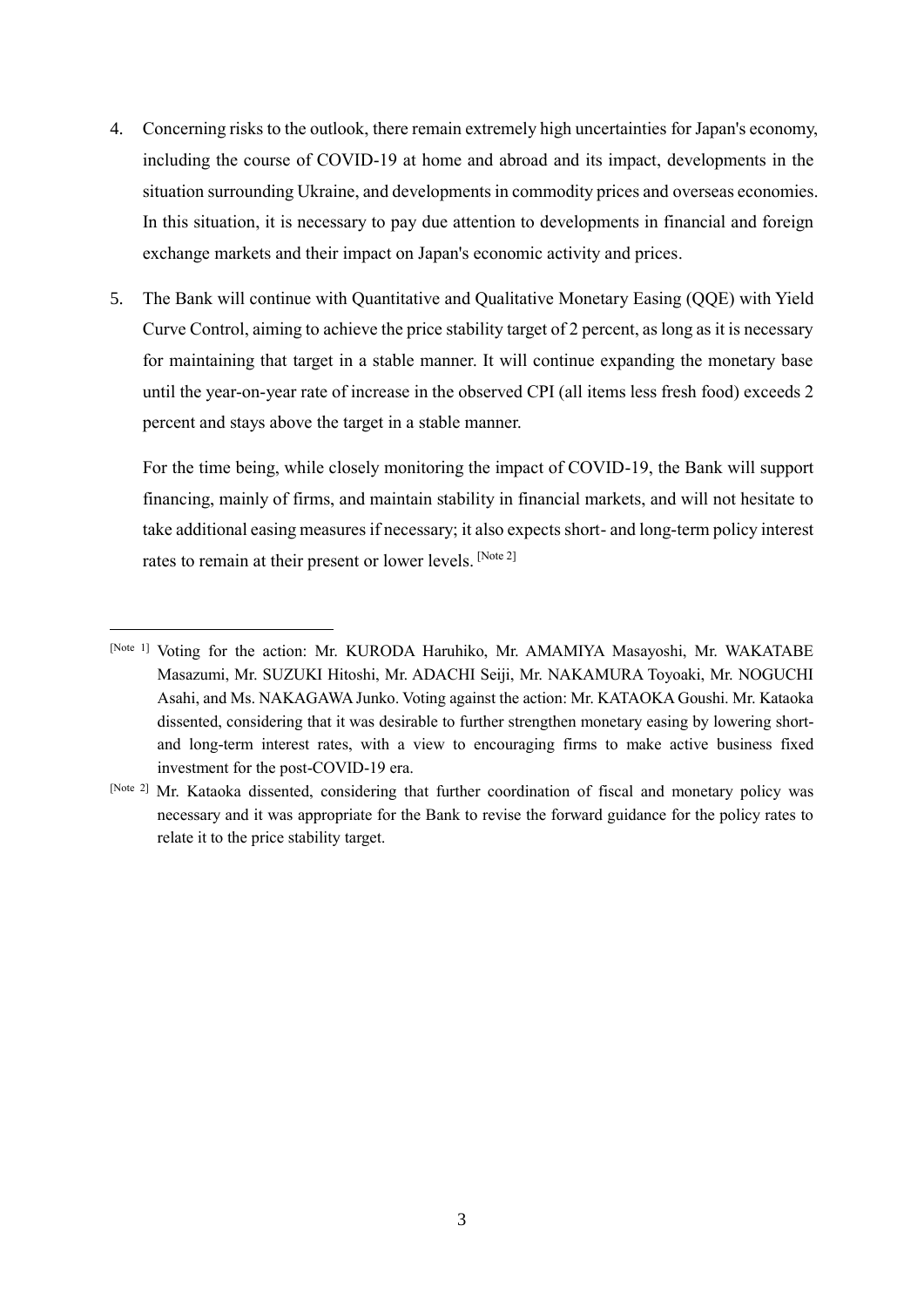4. Concerning risks to the outlook, there remain extremely high uncertainties for Japan's economy, including the course of COVID-19 at home and abroad and its impact, developments in the situation surrounding Ukraine, and developments in commodity prices and overseas economies. In this situation, it is necessary to pay due attention to developments in financial and foreign exchange markets and their impact on Japan's economic activity and prices.

5. The Bank will continue with Quantitative and Qualitative Monetary Easing (QQE) with Yield Curve Control, aiming to achieve the price stability target of 2 percent, as long as it is necessary for maintaining that target in a stable manner. It will continue expanding the monetary base until the year-on-year rate of increase in the observed CPI (all items less fresh food) exceeds 2 percent and stays above the target in a stable manner.

   For the time being, while closely monitoring the impact of COVID-19, the Bank will support financing, mainly of firms, and maintain stability in financial markets, and will not hesitate to take additional easing measures if necessary; it also expects short- and long-term policy interest rates to remain at their present or lower levels. [Note 2]

---

[Note 1] Voting for the action: Mr. KURODA Haruhiko, Mr. AMAMIYA Masayoshi, Mr. WAKATABE Masazumi, Mr. SUZUKI Hitoshi, Mr. ADACHI Seiji, Mr. NAKAMURA Toyoaki, Mr. NOGUCHI Asahi, and Ms. NAKAGAWA Junko. Voting against the action: Mr. KATAOKA Goushi. Mr. Kataoka dissented, considering that it was desirable to further strengthen monetary easing by lowering short- and long-term interest rates, with a view to encouraging firms to make active business fixed investment for the post-COVID-19 era.

[Note 2] Mr. Kataoka dissented, considering that further coordination of fiscal and monetary policy was necessary and it was appropriate for the Bank to revise the forward guidance for the policy rates to relate it to the price stability target.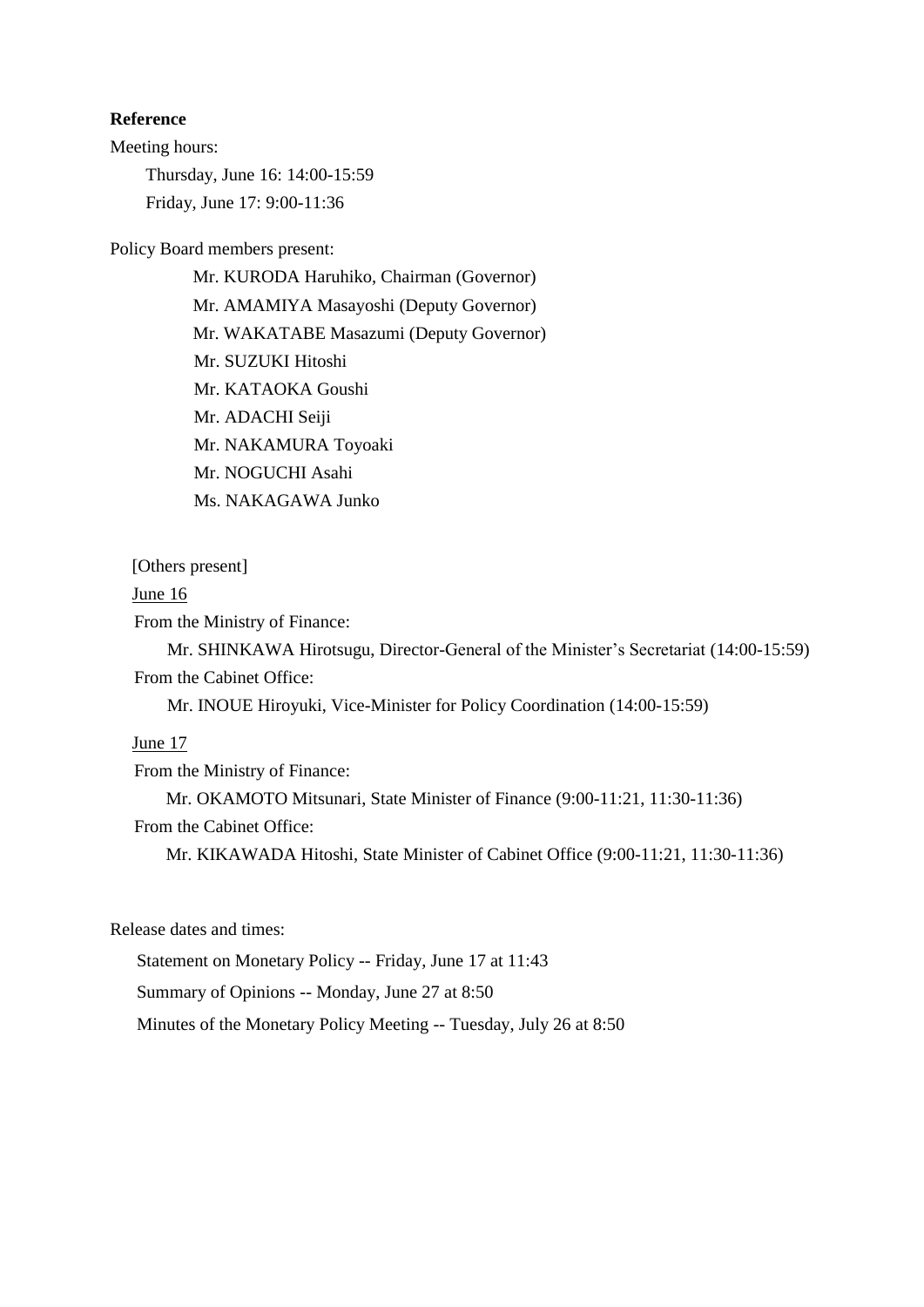**Reference**

Meeting hours:

Thursday, June 16: 14:00-15:59

Friday, June 17: 9:00-11:36

Policy Board members present:

Mr. KURODA Haruhiko, Chairman (Governor)

Mr. AMAMIYA Masayoshi (Deputy Governor)

Mr. WAKATABE Masazumi (Deputy Governor)

Mr. SUZUKI Hitoshi

Mr. KATAOKA Goushi

Mr. ADACHI Seiji

Mr. NAKAMURA Toyoaki

Mr. NOGUCHI Asahi

Ms. NAKAGAWA Junko

[Others present]

June 16

From the Ministry of Finance:

Mr. SHINKAWA Hirotsugu, Director-General of the Minister's Secretariat (14:00-15:59)

From the Cabinet Office:

Mr. INOUE Hiroyuki, Vice-Minister for Policy Coordination (14:00-15:59)

June 17

From the Ministry of Finance:

Mr. OKAMOTO Mitsunari, State Minister of Finance (9:00-11:21, 11:30-11:36)

From the Cabinet Office:

Mr. KIKAWADA Hitoshi, State Minister of Cabinet Office (9:00-11:21, 11:30-11:36)

Release dates and times:

Statement on Monetary Policy -- Friday, June 17 at 11:43

Summary of Opinions -- Monday, June 27 at 8:50

Minutes of the Monetary Policy Meeting -- Tuesday, July 26 at 8:50